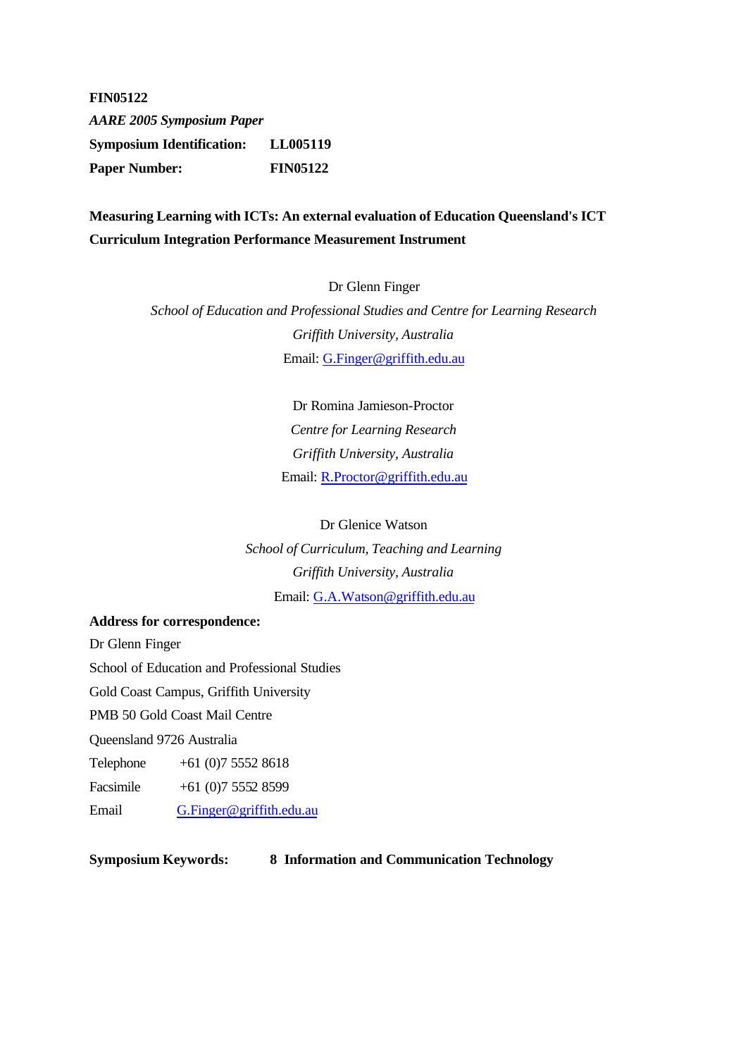**FIN05122**

*AARE 2005 Symposium Paper*

**Symposium Identification:** **LL005119**

**Paper Number:** **FIN05122**

**Measuring Learning with ICTs: An external evaluation of Education Queensland's ICT Curriculum Integration Performance Measurement Instrument**

Dr Glenn Finger

*School of Education and Professional Studies and Centre for Learning Research*

*Griffith University, Australia*

Email: G.Finger@griffith.edu.au

Dr Romina Jamieson-Proctor

*Centre for Learning Research*

*Griffith University, Australia*

Email: R.Proctor@griffith.edu.au

Dr Glenice Watson

*School of Curriculum, Teaching and Learning*

*Griffith University, Australia*

Email: G.A.Watson@griffith.edu.au

**Address for correspondence:**

Dr Glenn Finger

School of Education and Professional Studies

Gold Coast Campus, Griffith University

PMB 50 Gold Coast Mail Centre

Queensland 9726 Australia

Telephone +61 (0)7 5552 8618

Facsimile +61 (0)7 5552 8599

Email G.Finger@griffith.edu.au

**Symposium Keywords:** **8 Information and Communication Technology**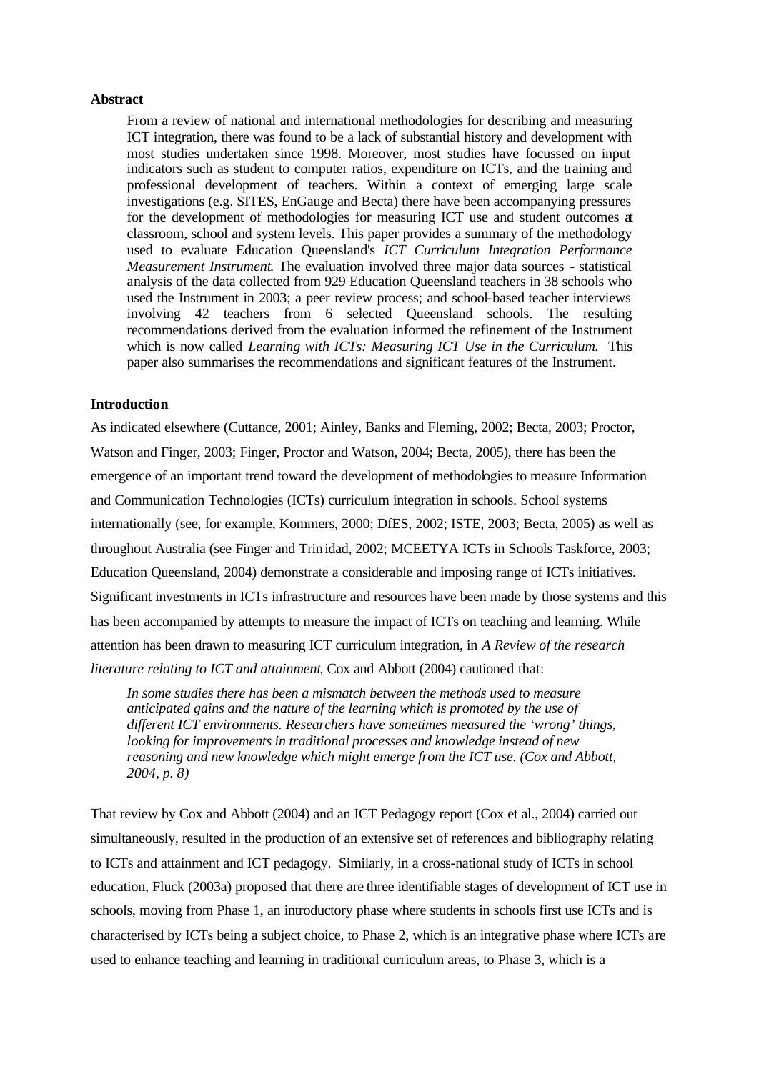**Abstract**

From a review of national and international methodologies for describing and measuring ICT integration, there was found to be a lack of substantial history and development with most studies undertaken since 1998. Moreover, most studies have focussed on input indicators such as student to computer ratios, expenditure on ICTs, and the training and professional development of teachers. Within a context of emerging large scale investigations (e.g. SITES, EnGauge and Becta) there have been accompanying pressures for the development of methodologies for measuring ICT use and student outcomes at classroom, school and system levels. This paper provides a summary of the methodology used to evaluate Education Queensland's *ICT Curriculum Integration Performance Measurement Instrument*. The evaluation involved three major data sources - statistical analysis of the data collected from 929 Education Queensland teachers in 38 schools who used the Instrument in 2003; a peer review process; and school-based teacher interviews involving 42 teachers from 6 selected Queensland schools. The resulting recommendations derived from the evaluation informed the refinement of the Instrument which is now called *Learning with ICTs: Measuring ICT Use in the Curriculum.* This paper also summarises the recommendations and significant features of the Instrument.

**Introduction**

As indicated elsewhere (Cuttance, 2001; Ainley, Banks and Fleming, 2002; Becta, 2003; Proctor, Watson and Finger, 2003; Finger, Proctor and Watson, 2004; Becta, 2005), there has been the emergence of an important trend toward the development of methodologies to measure Information and Communication Technologies (ICTs) curriculum integration in schools. School systems internationally (see, for example, Kommers, 2000; DfES, 2002; ISTE, 2003; Becta, 2005) as well as throughout Australia (see Finger and Trinidad, 2002; MCEETYA ICTs in Schools Taskforce, 2003; Education Queensland, 2004) demonstrate a considerable and imposing range of ICTs initiatives. Significant investments in ICTs infrastructure and resources have been made by those systems and this has been accompanied by attempts to measure the impact of ICTs on teaching and learning. While attention has been drawn to measuring ICT curriculum integration, in *A Review of the research literature relating to ICT and attainment*, Cox and Abbott (2004) cautioned that:

> *In some studies there has been a mismatch between the methods used to measure anticipated gains and the nature of the learning which is promoted by the use of different ICT environments. Researchers have sometimes measured the 'wrong' things, looking for improvements in traditional processes and knowledge instead of new reasoning and new knowledge which might emerge from the ICT use. (Cox and Abbott, 2004, p. 8)*

That review by Cox and Abbott (2004) and an ICT Pedagogy report (Cox et al., 2004) carried out simultaneously, resulted in the production of an extensive set of references and bibliography relating to ICTs and attainment and ICT pedagogy. Similarly, in a cross-national study of ICTs in school education, Fluck (2003a) proposed that there are three identifiable stages of development of ICT use in schools, moving from Phase 1, an introductory phase where students in schools first use ICTs and is characterised by ICTs being a subject choice, to Phase 2, which is an integrative phase where ICTs are used to enhance teaching and learning in traditional curriculum areas, to Phase 3, which is a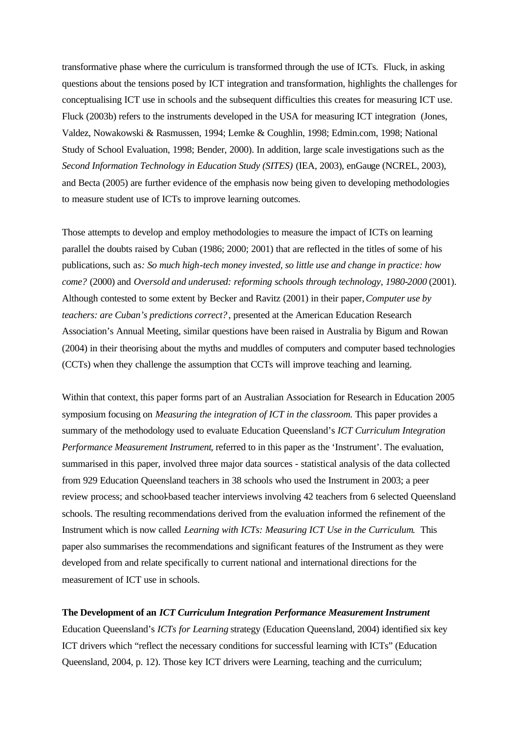transformative phase where the curriculum is transformed through the use of ICTs. Fluck, in asking questions about the tensions posed by ICT integration and transformation, highlights the challenges for conceptualising ICT use in schools and the subsequent difficulties this creates for measuring ICT use. Fluck (2003b) refers to the instruments developed in the USA for measuring ICT integration (Jones, Valdez, Nowakowski & Rasmussen, 1994; Lemke & Coughlin, 1998; Edmin.com, 1998; National Study of School Evaluation, 1998; Bender, 2000). In addition, large scale investigations such as the *Second Information Technology in Education Study (SITES)* (IEA, 2003), enGauge (NCREL, 2003), and Becta (2005) are further evidence of the emphasis now being given to developing methodologies to measure student use of ICTs to improve learning outcomes.

Those attempts to develop and employ methodologies to measure the impact of ICTs on learning parallel the doubts raised by Cuban (1986; 2000; 2001) that are reflected in the titles of some of his publications, such as*: So much high-tech money invested, so little use and change in practice: how come?* (2000) and *Oversold and underused: reforming schools through technology, 1980-2000* (2001). Although contested to some extent by Becker and Ravitz (2001) in their paper, *Computer use by teachers: are Cuban's predictions correct?*, presented at the American Education Research Association's Annual Meeting, similar questions have been raised in Australia by Bigum and Rowan (2004) in their theorising about the myths and muddles of computers and computer based technologies (CCTs) when they challenge the assumption that CCTs will improve teaching and learning.

Within that context, this paper forms part of an Australian Association for Research in Education 2005 symposium focusing on *Measuring the integration of ICT in the classroom.* This paper provides a summary of the methodology used to evaluate Education Queensland's *ICT Curriculum Integration Performance Measurement Instrument*, referred to in this paper as the 'Instrument'. The evaluation, summarised in this paper, involved three major data sources - statistical analysis of the data collected from 929 Education Queensland teachers in 38 schools who used the Instrument in 2003; a peer review process; and school-based teacher interviews involving 42 teachers from 6 selected Queensland schools. The resulting recommendations derived from the evaluation informed the refinement of the Instrument which is now called *Learning with ICTs: Measuring ICT Use in the Curriculum*. This paper also summarises the recommendations and significant features of the Instrument as they were developed from and relate specifically to current national and international directions for the measurement of ICT use in schools.

**The Development of an *ICT Curriculum Integration Performance Measurement Instrument***

Education Queensland's *ICTs for Learning* strategy (Education Queensland, 2004) identified six key ICT drivers which "reflect the necessary conditions for successful learning with ICTs" (Education Queensland, 2004, p. 12). Those key ICT drivers were Learning, teaching and the curriculum;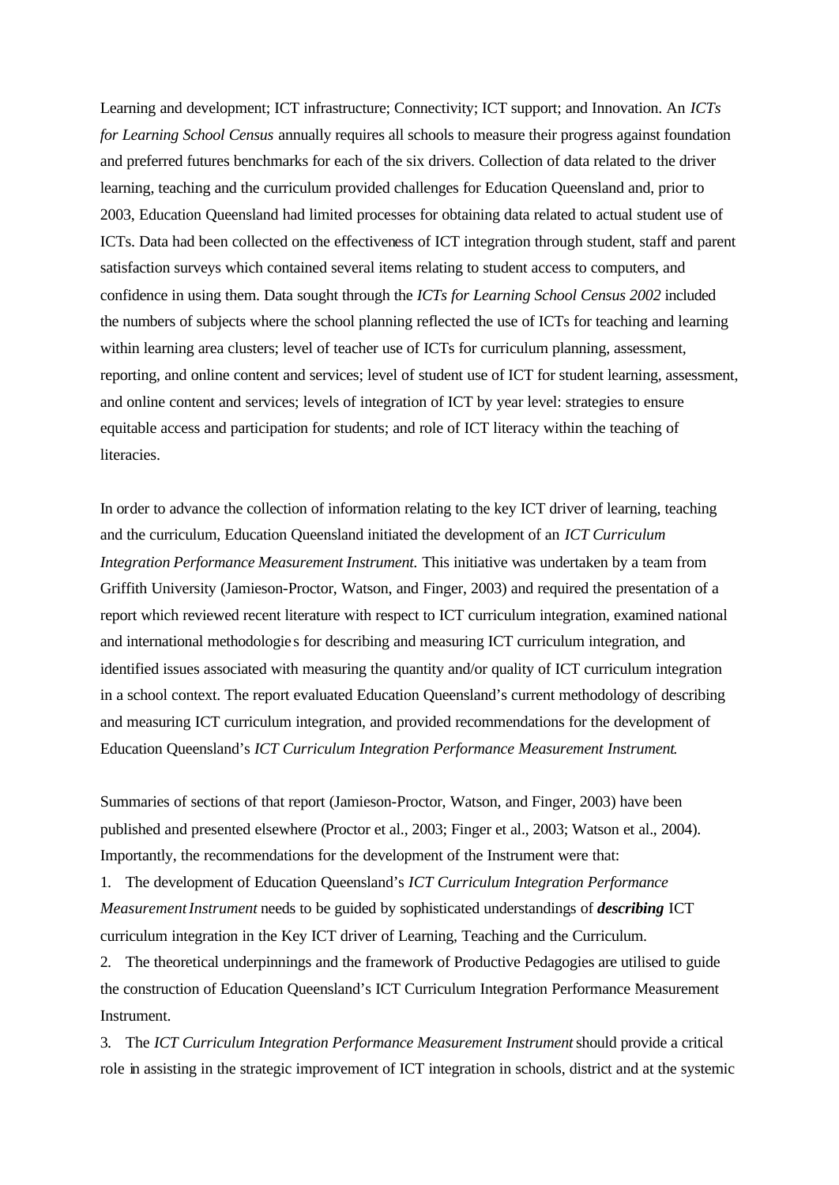Learning and development; ICT infrastructure; Connectivity; ICT support; and Innovation. An *ICTs for Learning School Census* annually requires all schools to measure their progress against foundation and preferred futures benchmarks for each of the six drivers. Collection of data related to the driver learning, teaching and the curriculum provided challenges for Education Queensland and, prior to 2003, Education Queensland had limited processes for obtaining data related to actual student use of ICTs. Data had been collected on the effectiveness of ICT integration through student, staff and parent satisfaction surveys which contained several items relating to student access to computers, and confidence in using them. Data sought through the *ICTs for Learning School Census 2002* included the numbers of subjects where the school planning reflected the use of ICTs for teaching and learning within learning area clusters; level of teacher use of ICTs for curriculum planning, assessment, reporting, and online content and services; level of student use of ICT for student learning, assessment, and online content and services; levels of integration of ICT by year level: strategies to ensure equitable access and participation for students; and role of ICT literacy within the teaching of literacies.

In order to advance the collection of information relating to the key ICT driver of learning, teaching and the curriculum, Education Queensland initiated the development of an *ICT Curriculum Integration Performance Measurement Instrument.* This initiative was undertaken by a team from Griffith University (Jamieson-Proctor, Watson, and Finger, 2003) and required the presentation of a report which reviewed recent literature with respect to ICT curriculum integration, examined national and international methodologies for describing and measuring ICT curriculum integration, and identified issues associated with measuring the quantity and/or quality of ICT curriculum integration in a school context. The report evaluated Education Queensland's current methodology of describing and measuring ICT curriculum integration, and provided recommendations for the development of Education Queensland's *ICT Curriculum Integration Performance Measurement Instrument.*

Summaries of sections of that report (Jamieson-Proctor, Watson, and Finger, 2003) have been published and presented elsewhere (Proctor et al., 2003; Finger et al., 2003; Watson et al., 2004). Importantly, the recommendations for the development of the Instrument were that:

1. The development of Education Queensland's *ICT Curriculum Integration Performance Measurement Instrument* needs to be guided by sophisticated understandings of ***describing*** ICT curriculum integration in the Key ICT driver of Learning, Teaching and the Curriculum.
2. The theoretical underpinnings and the framework of Productive Pedagogies are utilised to guide the construction of Education Queensland's ICT Curriculum Integration Performance Measurement Instrument.
3. The *ICT Curriculum Integration Performance Measurement Instrument* should provide a critical role in assisting in the strategic improvement of ICT integration in schools, district and at the systemic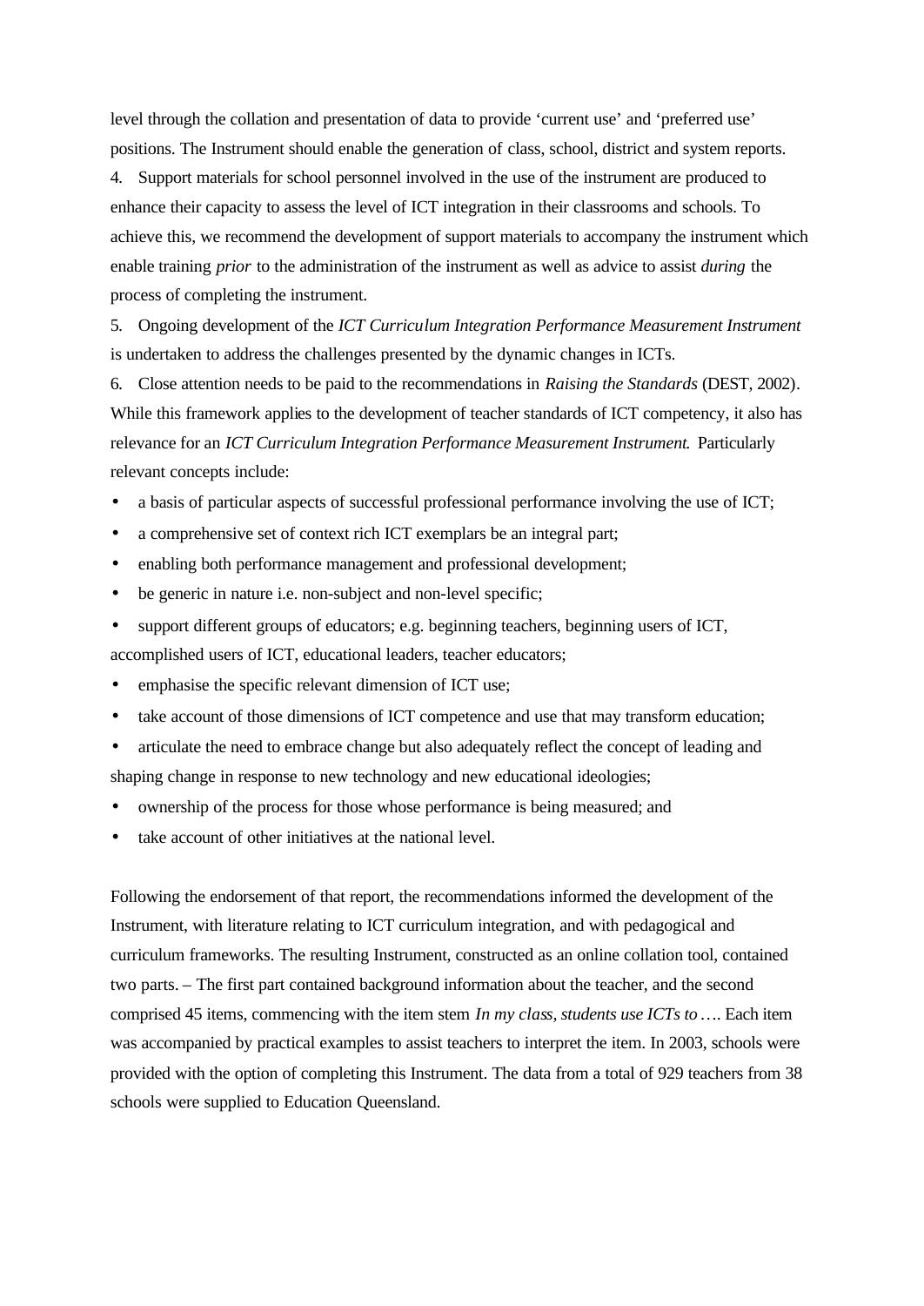level through the collation and presentation of data to provide 'current use' and 'preferred use' positions. The Instrument should enable the generation of class, school, district and system reports.

4. Support materials for school personnel involved in the use of the instrument are produced to enhance their capacity to assess the level of ICT integration in their classrooms and schools. To achieve this, we recommend the development of support materials to accompany the instrument which enable training *prior* to the administration of the instrument as well as advice to assist *during* the process of completing the instrument.

5. Ongoing development of the *ICT Curriculum Integration Performance Measurement Instrument* is undertaken to address the challenges presented by the dynamic changes in ICTs.

6. Close attention needs to be paid to the recommendations in *Raising the Standards* (DEST, 2002). While this framework applies to the development of teacher standards of ICT competency, it also has relevance for an *ICT Curriculum Integration Performance Measurement Instrument*. Particularly relevant concepts include:

- a basis of particular aspects of successful professional performance involving the use of ICT;
- a comprehensive set of context rich ICT exemplars be an integral part;
- enabling both performance management and professional development;
- be generic in nature i.e. non-subject and non-level specific;
- support different groups of educators; e.g. beginning teachers, beginning users of ICT, accomplished users of ICT, educational leaders, teacher educators;
- emphasise the specific relevant dimension of ICT use;
- take account of those dimensions of ICT competence and use that may transform education;
- articulate the need to embrace change but also adequately reflect the concept of leading and shaping change in response to new technology and new educational ideologies;
- ownership of the process for those whose performance is being measured; and
- take account of other initiatives at the national level.

Following the endorsement of that report, the recommendations informed the development of the Instrument, with literature relating to ICT curriculum integration, and with pedagogical and curriculum frameworks. The resulting Instrument, constructed as an online collation tool, contained two parts. – The first part contained background information about the teacher, and the second comprised 45 items, commencing with the item stem *In my class, students use ICTs to ….* Each item was accompanied by practical examples to assist teachers to interpret the item. In 2003, schools were provided with the option of completing this Instrument. The data from a total of 929 teachers from 38 schools were supplied to Education Queensland.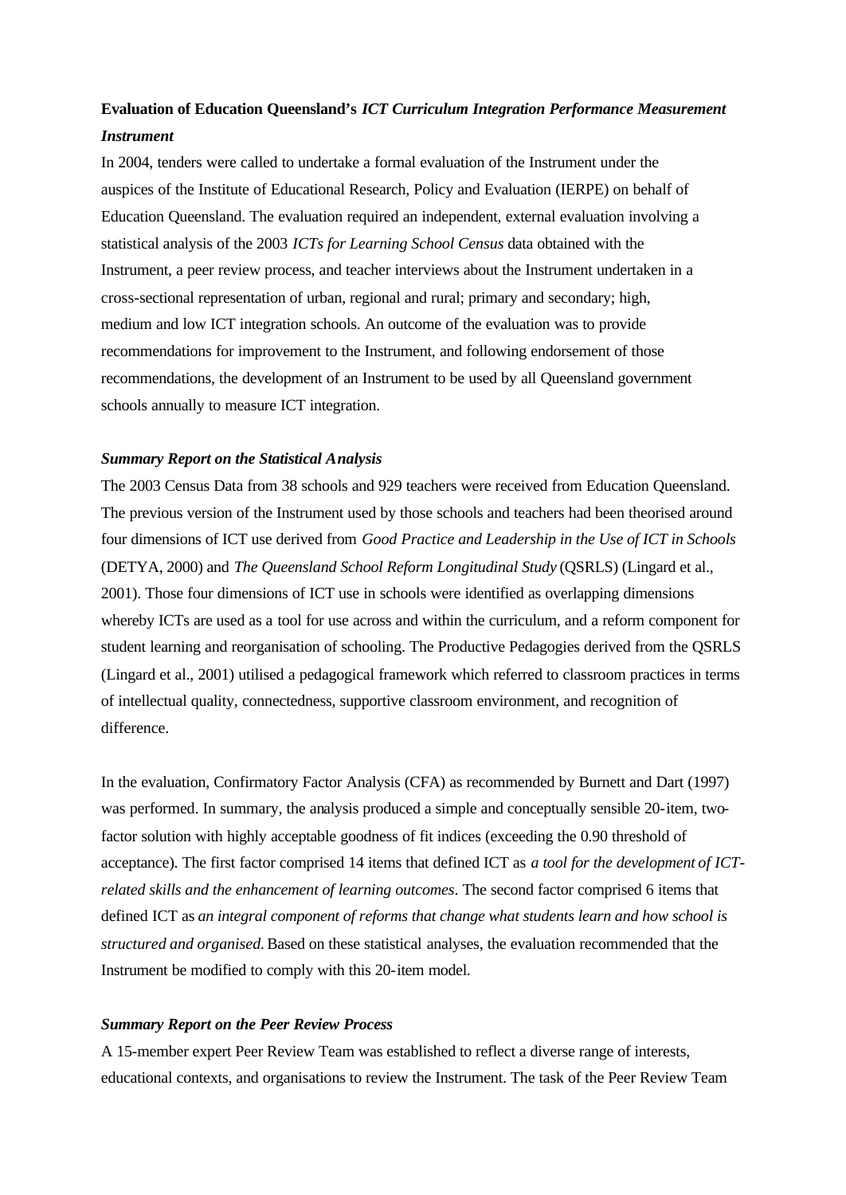**Evaluation of Education Queensland's *ICT Curriculum Integration Performance Measurement Instrument***

In 2004, tenders were called to undertake a formal evaluation of the Instrument under the auspices of the Institute of Educational Research, Policy and Evaluation (IERPE) on behalf of Education Queensland. The evaluation required an independent, external evaluation involving a statistical analysis of the 2003 *ICTs for Learning School Census* data obtained with the Instrument, a peer review process, and teacher interviews about the Instrument undertaken in a cross-sectional representation of urban, regional and rural; primary and secondary; high, medium and low ICT integration schools. An outcome of the evaluation was to provide recommendations for improvement to the Instrument, and following endorsement of those recommendations, the development of an Instrument to be used by all Queensland government schools annually to measure ICT integration.

***Summary Report on the Statistical Analysis***

The 2003 Census Data from 38 schools and 929 teachers were received from Education Queensland. The previous version of the Instrument used by those schools and teachers had been theorised around four dimensions of ICT use derived from *Good Practice and Leadership in the Use of ICT in Schools* (DETYA, 2000) and *The Queensland School Reform Longitudinal Study* (QSRLS) (Lingard et al., 2001). Those four dimensions of ICT use in schools were identified as overlapping dimensions whereby ICTs are used as a tool for use across and within the curriculum, and a reform component for student learning and reorganisation of schooling. The Productive Pedagogies derived from the QSRLS (Lingard et al., 2001) utilised a pedagogical framework which referred to classroom practices in terms of intellectual quality, connectedness, supportive classroom environment, and recognition of difference.

In the evaluation, Confirmatory Factor Analysis (CFA) as recommended by Burnett and Dart (1997) was performed. In summary, the analysis produced a simple and conceptually sensible 20-item, two-factor solution with highly acceptable goodness of fit indices (exceeding the 0.90 threshold of acceptance). The first factor comprised 14 items that defined ICT as *a tool for the development of ICT-related skills and the enhancement of learning outcomes*. The second factor comprised 6 items that defined ICT as *an integral component of reforms that change what students learn and how school is structured and organised*. Based on these statistical analyses, the evaluation recommended that the Instrument be modified to comply with this 20-item model.

***Summary Report on the Peer Review Process***

A 15-member expert Peer Review Team was established to reflect a diverse range of interests, educational contexts, and organisations to review the Instrument. The task of the Peer Review Team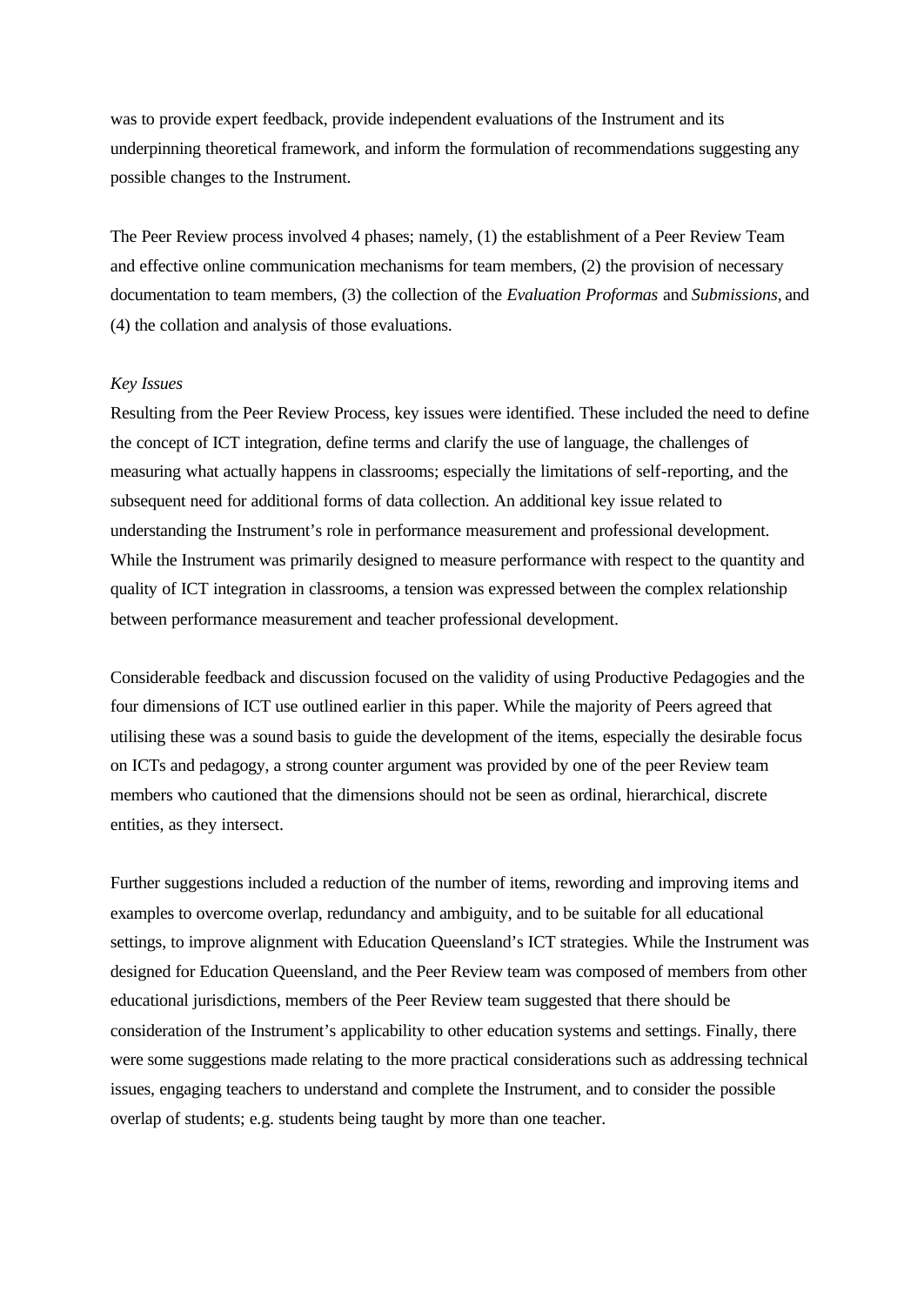was to provide expert feedback, provide independent evaluations of the Instrument and its underpinning theoretical framework, and inform the formulation of recommendations suggesting any possible changes to the Instrument.

The Peer Review process involved 4 phases; namely, (1) the establishment of a Peer Review Team and effective online communication mechanisms for team members, (2) the provision of necessary documentation to team members, (3) the collection of the *Evaluation Proformas* and *Submissions*, and (4) the collation and analysis of those evaluations.

*Key Issues*

Resulting from the Peer Review Process, key issues were identified. These included the need to define the concept of ICT integration, define terms and clarify the use of language, the challenges of measuring what actually happens in classrooms; especially the limitations of self-reporting, and the subsequent need for additional forms of data collection. An additional key issue related to understanding the Instrument's role in performance measurement and professional development. While the Instrument was primarily designed to measure performance with respect to the quantity and quality of ICT integration in classrooms, a tension was expressed between the complex relationship between performance measurement and teacher professional development.

Considerable feedback and discussion focused on the validity of using Productive Pedagogies and the four dimensions of ICT use outlined earlier in this paper. While the majority of Peers agreed that utilising these was a sound basis to guide the development of the items, especially the desirable focus on ICTs and pedagogy, a strong counter argument was provided by one of the peer Review team members who cautioned that the dimensions should not be seen as ordinal, hierarchical, discrete entities, as they intersect.

Further suggestions included a reduction of the number of items, rewording and improving items and examples to overcome overlap, redundancy and ambiguity, and to be suitable for all educational settings, to improve alignment with Education Queensland's ICT strategies. While the Instrument was designed for Education Queensland, and the Peer Review team was composed of members from other educational jurisdictions, members of the Peer Review team suggested that there should be consideration of the Instrument's applicability to other education systems and settings. Finally, there were some suggestions made relating to the more practical considerations such as addressing technical issues, engaging teachers to understand and complete the Instrument, and to consider the possible overlap of students; e.g. students being taught by more than one teacher.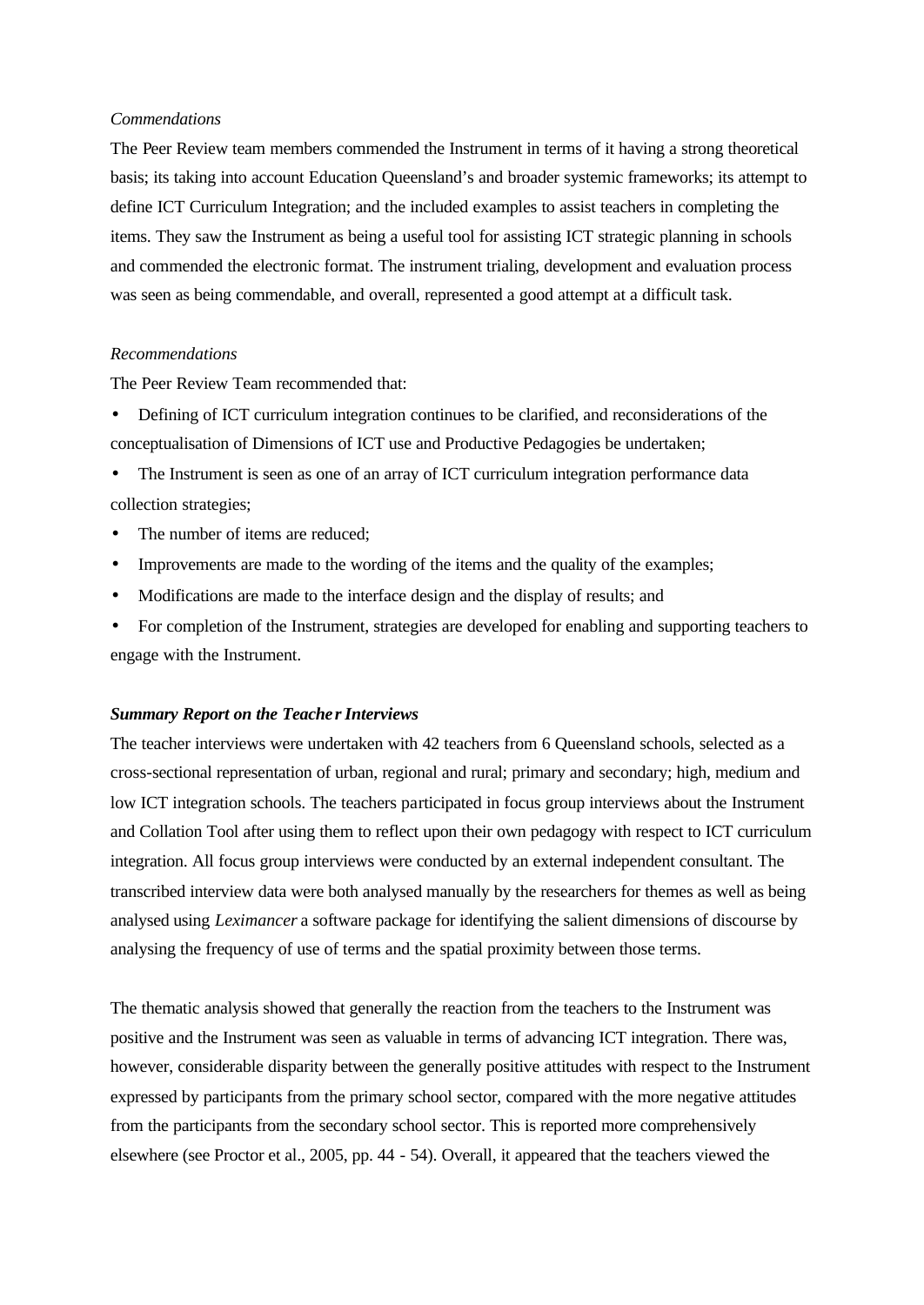*Commendations*

The Peer Review team members commended the Instrument in terms of it having a strong theoretical basis; its taking into account Education Queensland's and broader systemic frameworks; its attempt to define ICT Curriculum Integration; and the included examples to assist teachers in completing the items. They saw the Instrument as being a useful tool for assisting ICT strategic planning in schools and commended the electronic format. The instrument trialing, development and evaluation process was seen as being commendable, and overall, represented a good attempt at a difficult task.

*Recommendations*

The Peer Review Team recommended that:

- Defining of ICT curriculum integration continues to be clarified, and reconsiderations of the conceptualisation of Dimensions of ICT use and Productive Pedagogies be undertaken;
- The Instrument is seen as one of an array of ICT curriculum integration performance data collection strategies;
- The number of items are reduced;
- Improvements are made to the wording of the items and the quality of the examples;
- Modifications are made to the interface design and the display of results; and
- For completion of the Instrument, strategies are developed for enabling and supporting teachers to engage with the Instrument.

***Summary Report on the Teacher Interviews***

The teacher interviews were undertaken with 42 teachers from 6 Queensland schools, selected as a cross-sectional representation of urban, regional and rural; primary and secondary; high, medium and low ICT integration schools. The teachers participated in focus group interviews about the Instrument and Collation Tool after using them to reflect upon their own pedagogy with respect to ICT curriculum integration. All focus group interviews were conducted by an external independent consultant. The transcribed interview data were both analysed manually by the researchers for themes as well as being analysed using *Leximancer* a software package for identifying the salient dimensions of discourse by analysing the frequency of use of terms and the spatial proximity between those terms.

The thematic analysis showed that generally the reaction from the teachers to the Instrument was positive and the Instrument was seen as valuable in terms of advancing ICT integration. There was, however, considerable disparity between the generally positive attitudes with respect to the Instrument expressed by participants from the primary school sector, compared with the more negative attitudes from the participants from the secondary school sector. This is reported more comprehensively elsewhere (see Proctor et al., 2005, pp. 44 - 54). Overall, it appeared that the teachers viewed the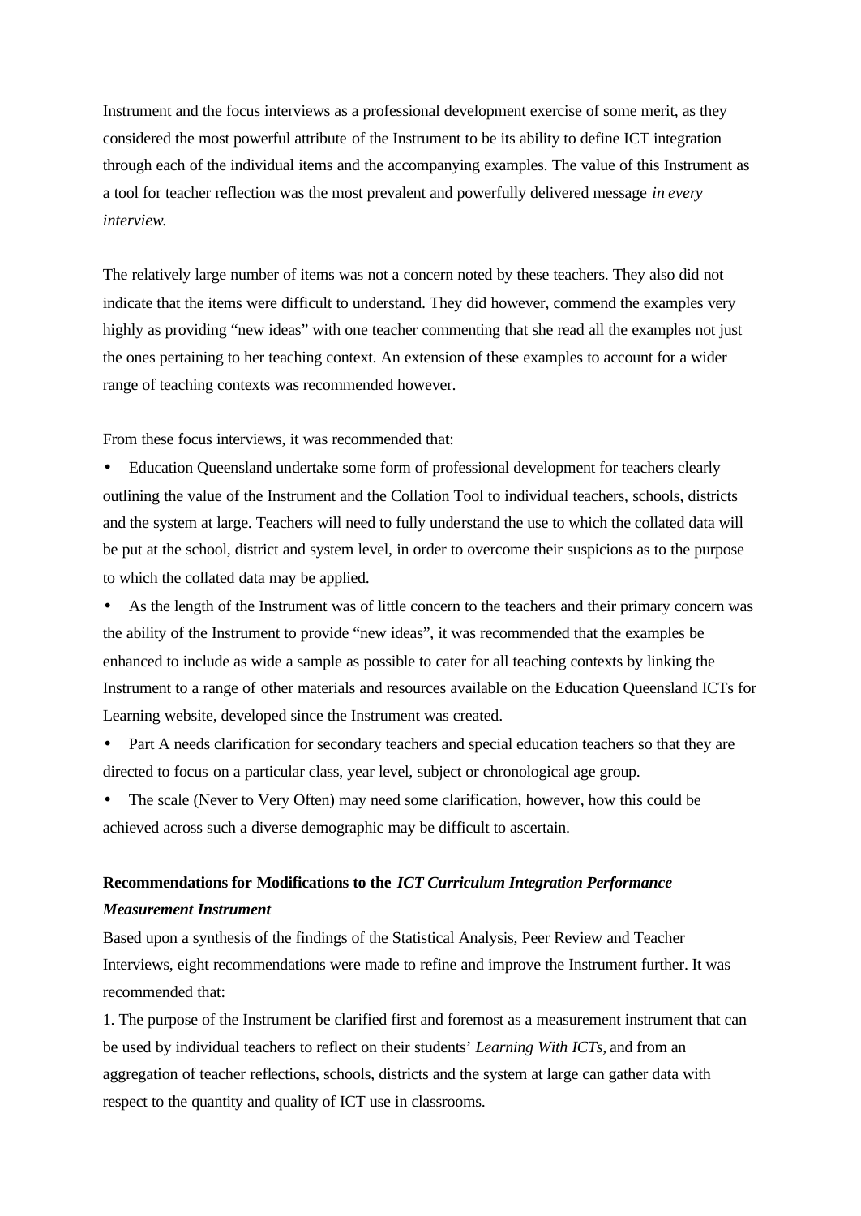Instrument and the focus interviews as a professional development exercise of some merit, as they considered the most powerful attribute of the Instrument to be its ability to define ICT integration through each of the individual items and the accompanying examples. The value of this Instrument as a tool for teacher reflection was the most prevalent and powerfully delivered message *in every interview.*

The relatively large number of items was not a concern noted by these teachers. They also did not indicate that the items were difficult to understand. They did however, commend the examples very highly as providing "new ideas" with one teacher commenting that she read all the examples not just the ones pertaining to her teaching context. An extension of these examples to account for a wider range of teaching contexts was recommended however.

From these focus interviews, it was recommended that:

- Education Queensland undertake some form of professional development for teachers clearly outlining the value of the Instrument and the Collation Tool to individual teachers, schools, districts and the system at large. Teachers will need to fully understand the use to which the collated data will be put at the school, district and system level, in order to overcome their suspicions as to the purpose to which the collated data may be applied.
- As the length of the Instrument was of little concern to the teachers and their primary concern was the ability of the Instrument to provide "new ideas", it was recommended that the examples be enhanced to include as wide a sample as possible to cater for all teaching contexts by linking the Instrument to a range of other materials and resources available on the Education Queensland ICTs for Learning website, developed since the Instrument was created.
- Part A needs clarification for secondary teachers and special education teachers so that they are directed to focus on a particular class, year level, subject or chronological age group.
- The scale (Never to Very Often) may need some clarification, however, how this could be achieved across such a diverse demographic may be difficult to ascertain.

**Recommendations for Modifications to the *ICT Curriculum Integration Performance Measurement Instrument***

Based upon a synthesis of the findings of the Statistical Analysis, Peer Review and Teacher Interviews, eight recommendations were made to refine and improve the Instrument further. It was recommended that:

1. The purpose of the Instrument be clarified first and foremost as a measurement instrument that can be used by individual teachers to reflect on their students' *Learning With ICTs,* and from an aggregation of teacher reflections, schools, districts and the system at large can gather data with respect to the quantity and quality of ICT use in classrooms.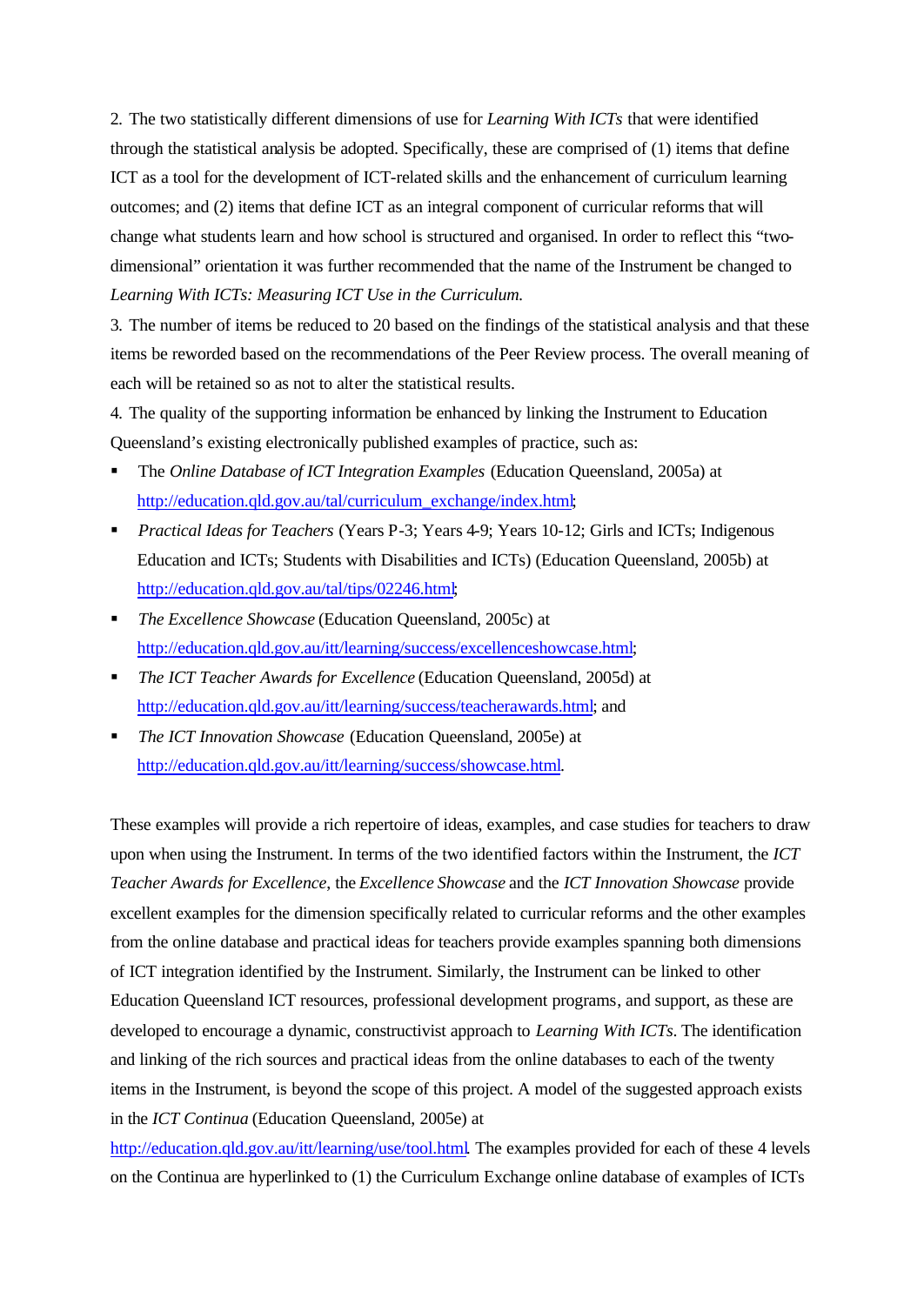2. The two statistically different dimensions of use for *Learning With ICTs* that were identified through the statistical analysis be adopted. Specifically, these are comprised of (1) items that define ICT as a tool for the development of ICT-related skills and the enhancement of curriculum learning outcomes; and (2) items that define ICT as an integral component of curricular reforms that will change what students learn and how school is structured and organised. In order to reflect this "two-dimensional" orientation it was further recommended that the name of the Instrument be changed to *Learning With ICTs: Measuring ICT Use in the Curriculum.*

3. The number of items be reduced to 20 based on the findings of the statistical analysis and that these items be reworded based on the recommendations of the Peer Review process. The overall meaning of each will be retained so as not to alter the statistical results.

4. The quality of the supporting information be enhanced by linking the Instrument to Education Queensland's existing electronically published examples of practice, such as:

- The *Online Database of ICT Integration Examples* (Education Queensland, 2005a) at http://education.qld.gov.au/tal/curriculum_exchange/index.html;
- *Practical Ideas for Teachers* (Years P-3; Years 4-9; Years 10-12; Girls and ICTs; Indigenous Education and ICTs; Students with Disabilities and ICTs) (Education Queensland, 2005b) at http://education.qld.gov.au/tal/tips/02246.html;
- *The Excellence Showcase* (Education Queensland, 2005c) at http://education.qld.gov.au/itt/learning/success/excellenceshowcase.html;
- *The ICT Teacher Awards for Excellence* (Education Queensland, 2005d) at http://education.qld.gov.au/itt/learning/success/teacherawards.html; and
- *The ICT Innovation Showcase* (Education Queensland, 2005e) at http://education.qld.gov.au/itt/learning/success/showcase.html.

These examples will provide a rich repertoire of ideas, examples, and case studies for teachers to draw upon when using the Instrument. In terms of the two identified factors within the Instrument, the *ICT Teacher Awards for Excellence*, the *Excellence Showcase* and the *ICT Innovation Showcase* provide excellent examples for the dimension specifically related to curricular reforms and the other examples from the online database and practical ideas for teachers provide examples spanning both dimensions of ICT integration identified by the Instrument. Similarly, the Instrument can be linked to other Education Queensland ICT resources, professional development programs, and support, as these are developed to encourage a dynamic, constructivist approach to *Learning With ICTs*. The identification and linking of the rich sources and practical ideas from the online databases to each of the twenty items in the Instrument, is beyond the scope of this project. A model of the suggested approach exists in the *ICT Continua* (Education Queensland, 2005e) at http://education.qld.gov.au/itt/learning/use/tool.html. The examples provided for each of these 4 levels on the Continua are hyperlinked to (1) the Curriculum Exchange online database of examples of ICTs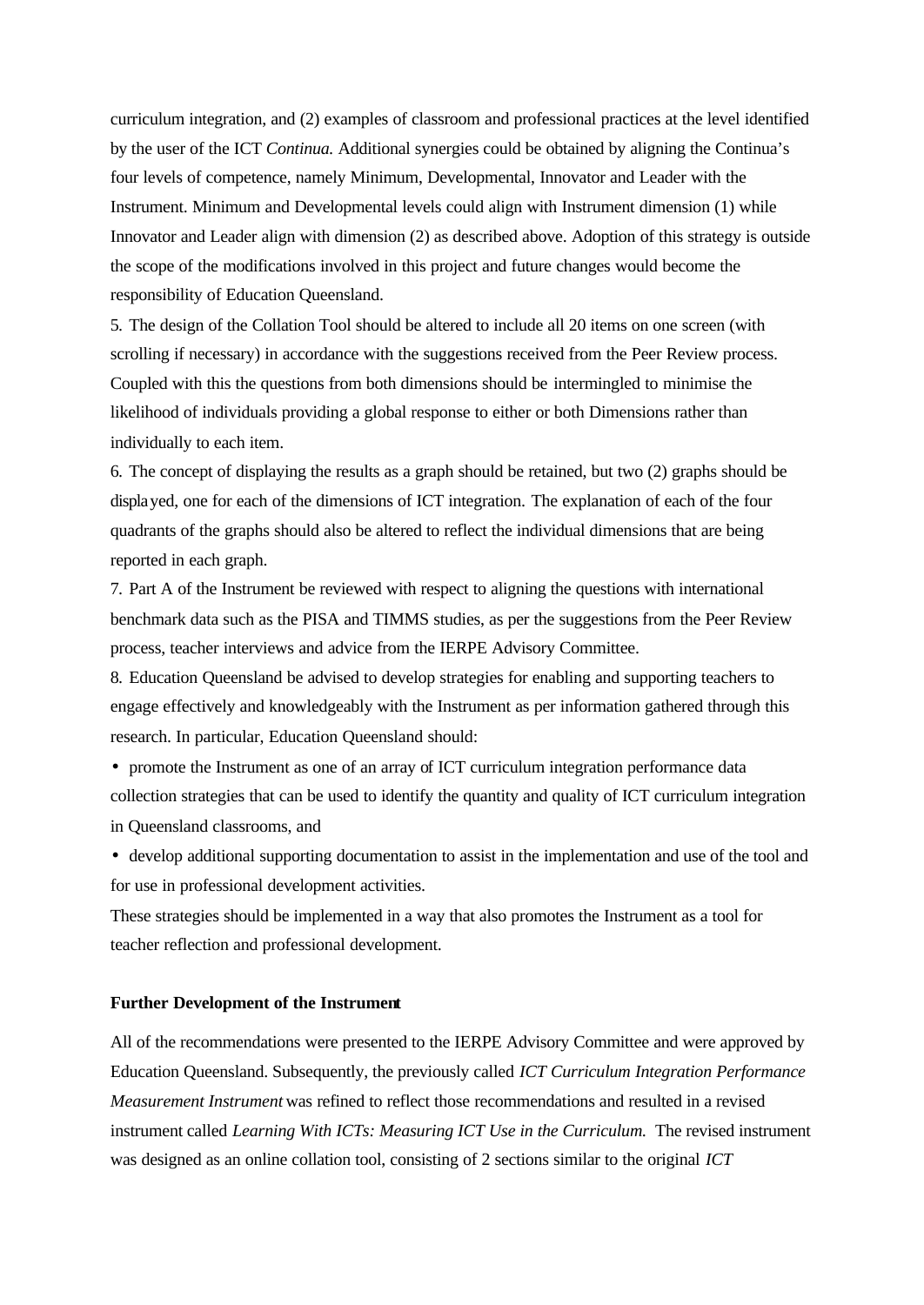curriculum integration, and (2) examples of classroom and professional practices at the level identified by the user of the ICT *Continua.* Additional synergies could be obtained by aligning the Continua's four levels of competence, namely Minimum, Developmental, Innovator and Leader with the Instrument. Minimum and Developmental levels could align with Instrument dimension (1) while Innovator and Leader align with dimension (2) as described above. Adoption of this strategy is outside the scope of the modifications involved in this project and future changes would become the responsibility of Education Queensland.

5. The design of the Collation Tool should be altered to include all 20 items on one screen (with scrolling if necessary) in accordance with the suggestions received from the Peer Review process. Coupled with this the questions from both dimensions should be intermingled to minimise the likelihood of individuals providing a global response to either or both Dimensions rather than individually to each item.

6. The concept of displaying the results as a graph should be retained, but two (2) graphs should be displayed, one for each of the dimensions of ICT integration. The explanation of each of the four quadrants of the graphs should also be altered to reflect the individual dimensions that are being reported in each graph.

7. Part A of the Instrument be reviewed with respect to aligning the questions with international benchmark data such as the PISA and TIMMS studies, as per the suggestions from the Peer Review process, teacher interviews and advice from the IERPE Advisory Committee.

8. Education Queensland be advised to develop strategies for enabling and supporting teachers to engage effectively and knowledgeably with the Instrument as per information gathered through this research. In particular, Education Queensland should:

- promote the Instrument as one of an array of ICT curriculum integration performance data collection strategies that can be used to identify the quantity and quality of ICT curriculum integration in Queensland classrooms, and
- develop additional supporting documentation to assist in the implementation and use of the tool and for use in professional development activities.

These strategies should be implemented in a way that also promotes the Instrument as a tool for teacher reflection and professional development.

**Further Development of the Instrument**

All of the recommendations were presented to the IERPE Advisory Committee and were approved by Education Queensland. Subsequently, the previously called *ICT Curriculum Integration Performance Measurement Instrument* was refined to reflect those recommendations and resulted in a revised instrument called *Learning With ICTs: Measuring ICT Use in the Curriculum.* The revised instrument was designed as an online collation tool, consisting of 2 sections similar to the original *ICT*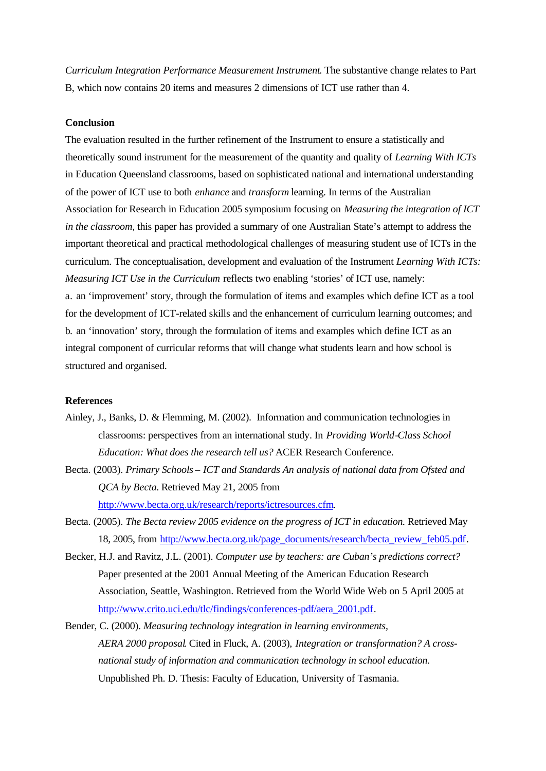*Curriculum Integration Performance Measurement Instrument*. The substantive change relates to Part B, which now contains 20 items and measures 2 dimensions of ICT use rather than 4.

## Conclusion

The evaluation resulted in the further refinement of the Instrument to ensure a statistically and theoretically sound instrument for the measurement of the quantity and quality of *Learning With ICTs* in Education Queensland classrooms, based on sophisticated national and international understanding of the power of ICT use to both *enhance* and *transform* learning. In terms of the Australian Association for Research in Education 2005 symposium focusing on *Measuring the integration of ICT in the classroom,* this paper has provided a summary of one Australian State's attempt to address the important theoretical and practical methodological challenges of measuring student use of ICTs in the curriculum. The conceptualisation, development and evaluation of the Instrument *Learning With ICTs: Measuring ICT Use in the Curriculum* reflects two enabling 'stories' of ICT use, namely:

a. an 'improvement' story, through the formulation of items and examples which define ICT as a tool for the development of ICT-related skills and the enhancement of curriculum learning outcomes; and

b. an 'innovation' story, through the formulation of items and examples which define ICT as an integral component of curricular reforms that will change what students learn and how school is structured and organised.

## References

Ainley, J., Banks, D. & Flemming, M. (2002). Information and communication technologies in classrooms: perspectives from an international study. In *Providing World-Class School Education: What does the research tell us?* ACER Research Conference.

Becta. (2003). *Primary Schools – ICT and Standards An analysis of national data from Ofsted and QCA by Becta*. Retrieved May 21, 2005 from http://www.becta.org.uk/research/reports/ictresources.cfm.

Becta. (2005). *The Becta review 2005 evidence on the progress of ICT in education.* Retrieved May 18, 2005, from http://www.becta.org.uk/page_documents/research/becta_review_feb05.pdf.

Becker, H.J. and Ravitz, J.L. (2001). *Computer use by teachers: are Cuban's predictions correct?* Paper presented at the 2001 Annual Meeting of the American Education Research Association, Seattle, Washington. Retrieved from the World Wide Web on 5 April 2005 at http://www.crito.uci.edu/tlc/findings/conferences-pdf/aera_2001.pdf.

Bender, C. (2000). *Measuring technology integration in learning environments, AERA 2000 proposal*. Cited in Fluck, A. (2003), *Integration or transformation? A cross-national study of information and communication technology in school education.* Unpublished Ph. D. Thesis: Faculty of Education, University of Tasmania.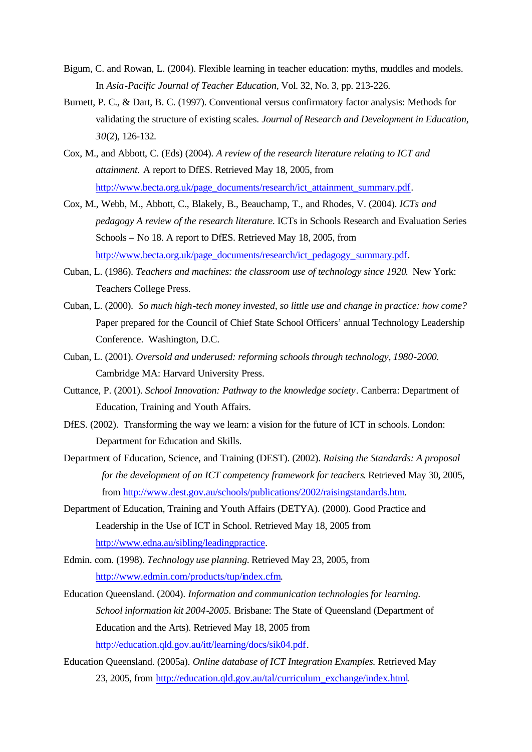Bigum, C. and Rowan, L. (2004). Flexible learning in teacher education: myths, muddles and models. In *Asia-Pacific Journal of Teacher Education*, Vol. 32, No. 3, pp. 213-226.

Burnett, P. C., & Dart, B. C. (1997). Conventional versus confirmatory factor analysis: Methods for validating the structure of existing scales. *Journal of Research and Development in Education, 30*(2), 126-132.

Cox, M., and Abbott, C. (Eds) (2004). *A review of the research literature relating to ICT and attainment.* A report to DfES. Retrieved May 18, 2005, from http://www.becta.org.uk/page_documents/research/ict_attainment_summary.pdf.

Cox, M., Webb, M., Abbott, C., Blakely, B., Beauchamp, T., and Rhodes, V. (2004). *ICTs and pedagogy A review of the research literature.* ICTs in Schools Research and Evaluation Series Schools – No 18. A report to DfES. Retrieved May 18, 2005, from http://www.becta.org.uk/page_documents/research/ict_pedagogy_summary.pdf.

Cuban, L. (1986). *Teachers and machines: the classroom use of technology since 1920.* New York: Teachers College Press.

Cuban, L. (2000). *So much high-tech money invested, so little use and change in practice: how come?* Paper prepared for the Council of Chief State School Officers' annual Technology Leadership Conference. Washington, D.C.

Cuban, L. (2001). *Oversold and underused: reforming schools through technology, 1980-2000.* Cambridge MA: Harvard University Press.

Cuttance, P. (2001). *School Innovation: Pathway to the knowledge society*. Canberra: Department of Education, Training and Youth Affairs.

DfES. (2002). Transforming the way we learn: a vision for the future of ICT in schools. London: Department for Education and Skills.

Department of Education, Science, and Training (DEST). (2002). *Raising the Standards: A proposal for the development of an ICT competency framework for teachers*. Retrieved May 30, 2005, from http://www.dest.gov.au/schools/publications/2002/raisingstandards.htm.

Department of Education, Training and Youth Affairs (DETYA). (2000). Good Practice and Leadership in the Use of ICT in School. Retrieved May 18, 2005 from http://www.edna.au/sibling/leadingpractice.

Edmin. com. (1998). *Technology use planning*. Retrieved May 23, 2005, from http://www.edmin.com/products/tup/index.cfm.

Education Queensland. (2004). *Information and communication technologies for learning. School information kit 2004-2005.* Brisbane: The State of Queensland (Department of Education and the Arts). Retrieved May 18, 2005 from http://education.qld.gov.au/itt/learning/docs/sik04.pdf.

Education Queensland. (2005a). *Online database of ICT Integration Examples*. Retrieved May 23, 2005, from http://education.qld.gov.au/tal/curriculum_exchange/index.html.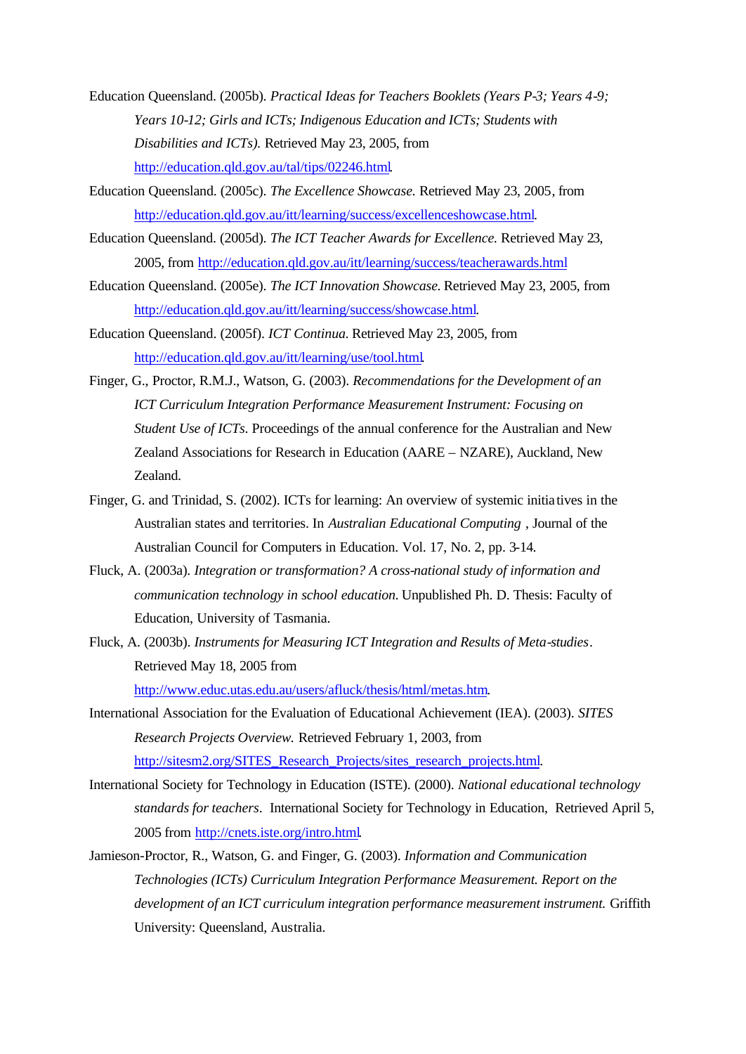Education Queensland. (2005b). *Practical Ideas for Teachers Booklets (Years P-3; Years 4-9; Years 10-12; Girls and ICTs; Indigenous Education and ICTs; Students with Disabilities and ICTs).* Retrieved May 23, 2005, from http://education.qld.gov.au/tal/tips/02246.html.

Education Queensland. (2005c). *The Excellence Showcase.* Retrieved May 23, 2005, from http://education.qld.gov.au/itt/learning/success/excellenceshowcase.html.

Education Queensland. (2005d). *The ICT Teacher Awards for Excellence.* Retrieved May 23, 2005, from http://education.qld.gov.au/itt/learning/success/teacherawards.html

Education Queensland. (2005e). *The ICT Innovation Showcase.* Retrieved May 23, 2005, from http://education.qld.gov.au/itt/learning/success/showcase.html.

Education Queensland. (2005f). *ICT Continua.* Retrieved May 23, 2005, from http://education.qld.gov.au/itt/learning/use/tool.html.

Finger, G., Proctor, R.M.J., Watson, G. (2003). *Recommendations for the Development of an ICT Curriculum Integration Performance Measurement Instrument: Focusing on Student Use of ICTs.* Proceedings of the annual conference for the Australian and New Zealand Associations for Research in Education (AARE – NZARE), Auckland, New Zealand.

Finger, G. and Trinidad, S. (2002). ICTs for learning: An overview of systemic initiatives in the Australian states and territories. In *Australian Educational Computing* , Journal of the Australian Council for Computers in Education. Vol. 17, No. 2, pp. 3-14.

Fluck, A. (2003a). *Integration or transformation? A cross-national study of information and communication technology in school education.* Unpublished Ph. D. Thesis: Faculty of Education, University of Tasmania.

Fluck, A. (2003b). *Instruments for Measuring ICT Integration and Results of Meta-studies*. Retrieved May 18, 2005 from http://www.educ.utas.edu.au/users/afluck/thesis/html/metas.htm.

International Association for the Evaluation of Educational Achievement (IEA). (2003). *SITES Research Projects Overview.* Retrieved February 1, 2003, from http://sitesm2.org/SITES_Research_Projects/sites_research_projects.html.

International Society for Technology in Education (ISTE). (2000). *National educational technology standards for teachers*. International Society for Technology in Education, Retrieved April 5, 2005 from http://cnets.iste.org/intro.html.

Jamieson-Proctor, R., Watson, G. and Finger, G. (2003). *Information and Communication Technologies (ICTs) Curriculum Integration Performance Measurement. Report on the development of an ICT curriculum integration performance measurement instrument.* Griffith University: Queensland, Australia.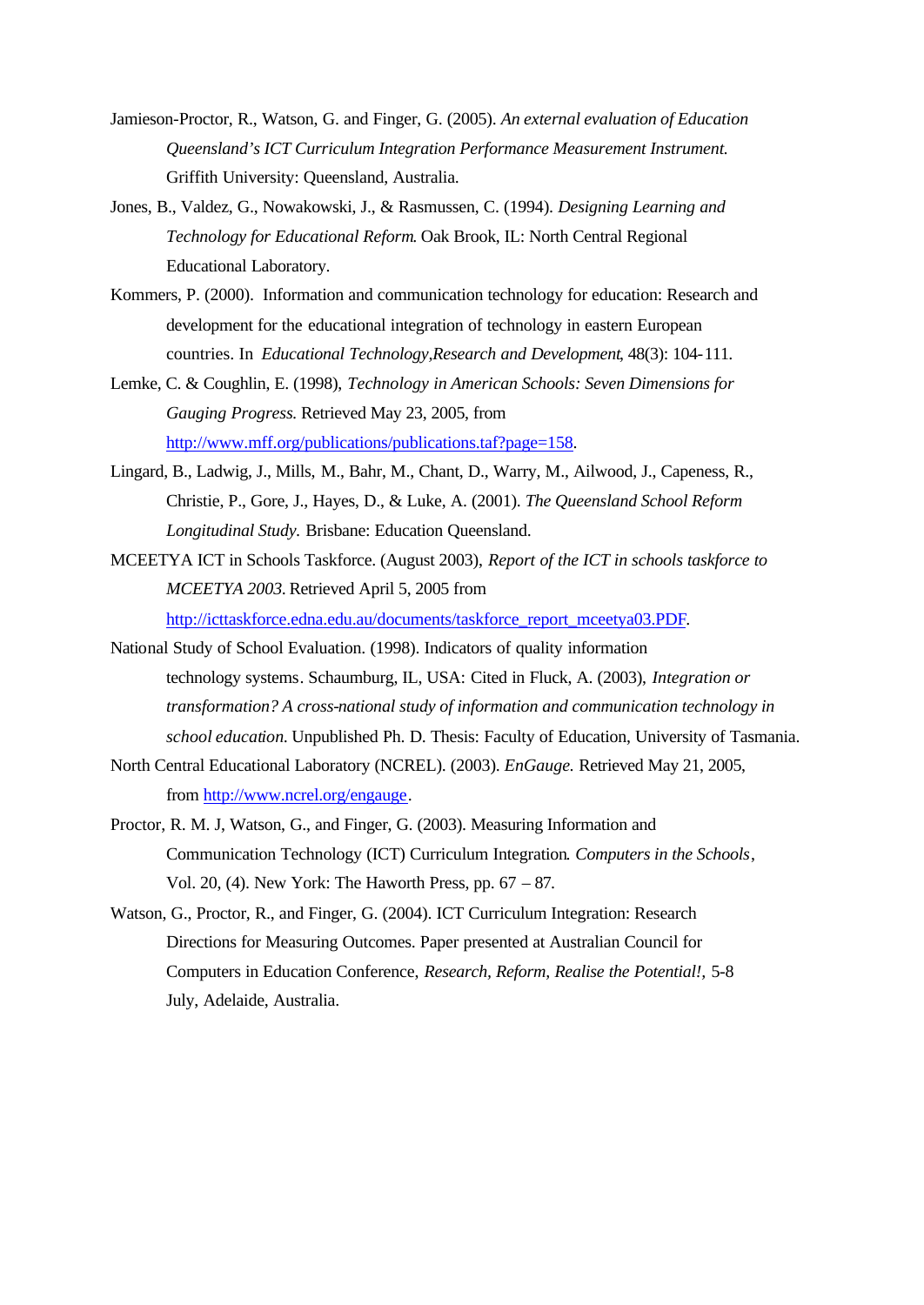Jamieson-Proctor, R., Watson, G. and Finger, G. (2005). *An external evaluation of Education Queensland's ICT Curriculum Integration Performance Measurement Instrument.* Griffith University: Queensland, Australia.

Jones, B., Valdez, G., Nowakowski, J., & Rasmussen, C. (1994). *Designing Learning and Technology for Educational Reform*. Oak Brook, IL: North Central Regional Educational Laboratory.

Kommers, P. (2000). Information and communication technology for education: Research and development for the educational integration of technology in eastern European countries. In *Educational Technology,Research and Development*, 48(3): 104-111.

Lemke, C. & Coughlin, E. (1998), *Technology in American Schools: Seven Dimensions for Gauging Progress*. Retrieved May 23, 2005, from http://www.mff.org/publications/publications.taf?page=158.

Lingard, B., Ladwig, J., Mills, M., Bahr, M., Chant, D., Warry, M., Ailwood, J., Capeness, R., Christie, P., Gore, J., Hayes, D., & Luke, A. (2001). *The Queensland School Reform Longitudinal Study.* Brisbane: Education Queensland.

MCEETYA ICT in Schools Taskforce. (August 2003), *Report of the ICT in schools taskforce to MCEETYA 2003*. Retrieved April 5, 2005 from http://icttaskforce.edna.edu.au/documents/taskforce_report_mceetya03.PDF.

National Study of School Evaluation. (1998). Indicators of quality information technology systems. Schaumburg, IL, USA: Cited in Fluck, A. (2003), *Integration or transformation? A cross-national study of information and communication technology in school education*. Unpublished Ph. D. Thesis: Faculty of Education, University of Tasmania.

North Central Educational Laboratory (NCREL). (2003). *EnGauge.* Retrieved May 21, 2005, from http://www.ncrel.org/engauge.

Proctor, R. M. J, Watson, G., and Finger, G. (2003). Measuring Information and Communication Technology (ICT) Curriculum Integration. *Computers in the Schools*, Vol. 20, (4). New York: The Haworth Press, pp. 67 – 87.

Watson, G., Proctor, R., and Finger, G. (2004). ICT Curriculum Integration: Research Directions for Measuring Outcomes. Paper presented at Australian Council for Computers in Education Conference, *Research, Reform, Realise the Potential!,* 5-8 July, Adelaide, Australia.